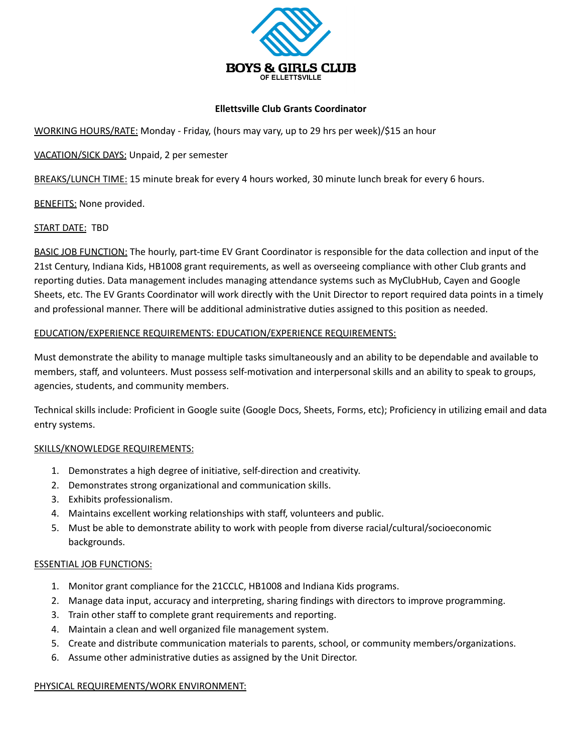**BOYS & GIRLS CLUB**
**OF ELLETTSVILLE**

**Ellettsville Club Grants Coordinator**

WORKING HOURS/RATE: Monday - Friday, (hours may vary, up to 29 hrs per week)/$15 an hour

VACATION/SICK DAYS: Unpaid, 2 per semester

BREAKS/LUNCH TIME: 15 minute break for every 4 hours worked, 30 minute lunch break for every 6 hours.

BENEFITS: None provided.

START DATE: TBD

BASIC JOB FUNCTION: The hourly, part-time EV Grant Coordinator is responsible for the data collection and input of the 21st Century, Indiana Kids, HB1008 grant requirements, as well as overseeing compliance with other Club grants and reporting duties. Data management includes managing attendance systems such as MyClubHub, Cayen and Google Sheets, etc. The EV Grants Coordinator will work directly with the Unit Director to report required data points in a timely and professional manner. There will be additional administrative duties assigned to this position as needed.

EDUCATION/EXPERIENCE REQUIREMENTS: EDUCATION/EXPERIENCE REQUIREMENTS:

Must demonstrate the ability to manage multiple tasks simultaneously and an ability to be dependable and available to members, staff, and volunteers. Must possess self-motivation and interpersonal skills and an ability to speak to groups, agencies, students, and community members.

Technical skills include: Proficient in Google suite (Google Docs, Sheets, Forms, etc); Proficiency in utilizing email and data entry systems.

SKILLS/KNOWLEDGE REQUIREMENTS:

1. Demonstrates a high degree of initiative, self-direction and creativity.
2. Demonstrates strong organizational and communication skills.
3. Exhibits professionalism.
4. Maintains excellent working relationships with staff, volunteers and public.
5. Must be able to demonstrate ability to work with people from diverse racial/cultural/socioeconomic backgrounds.

ESSENTIAL JOB FUNCTIONS:

1. Monitor grant compliance for the 21CCLC, HB1008 and Indiana Kids programs.
2. Manage data input, accuracy and interpreting, sharing findings with directors to improve programming.
3. Train other staff to complete grant requirements and reporting.
4. Maintain a clean and well organized file management system.
5. Create and distribute communication materials to parents, school, or community members/organizations.
6. Assume other administrative duties as assigned by the Unit Director.

PHYSICAL REQUIREMENTS/WORK ENVIRONMENT: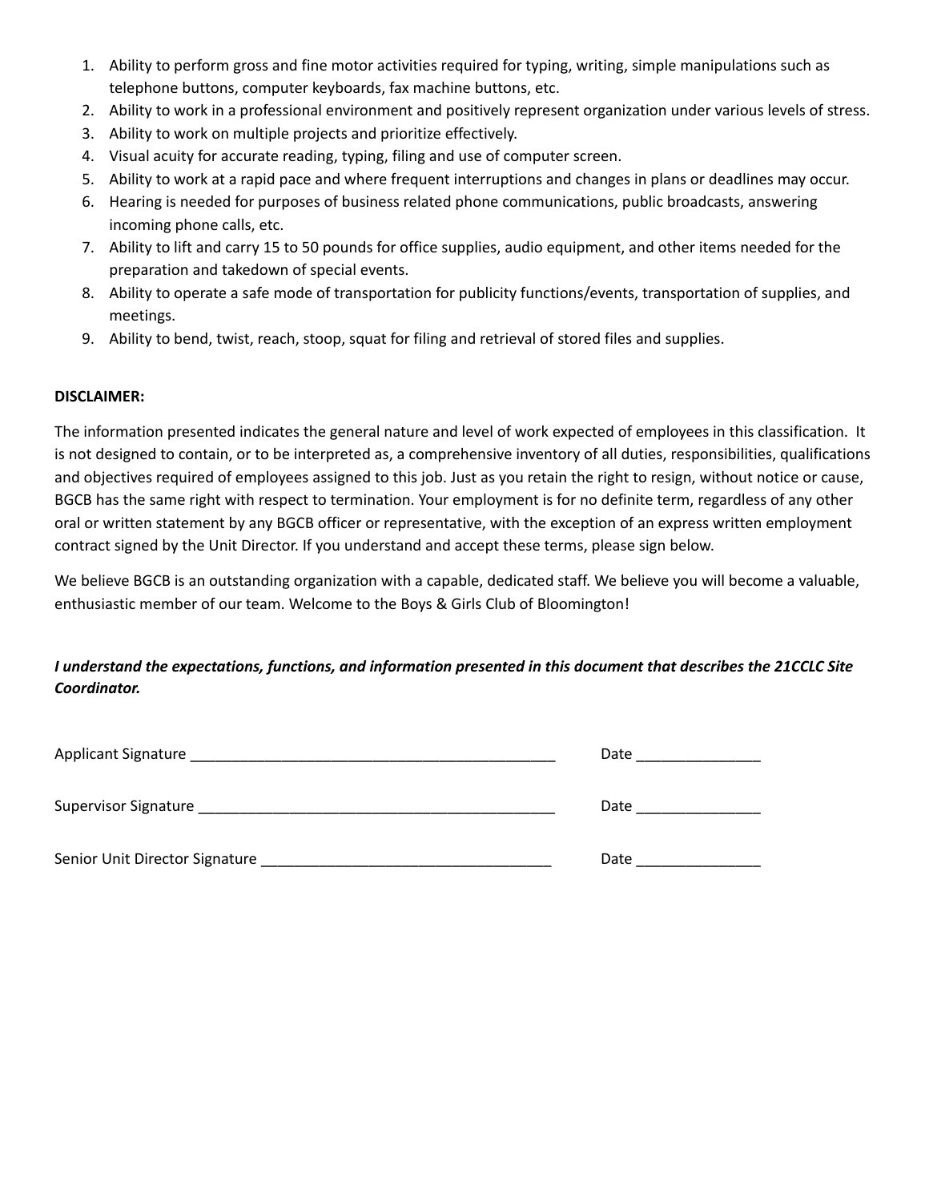1. Ability to perform gross and fine motor activities required for typing, writing, simple manipulations such as telephone buttons, computer keyboards, fax machine buttons, etc.
2. Ability to work in a professional environment and positively represent organization under various levels of stress.
3. Ability to work on multiple projects and prioritize effectively.
4. Visual acuity for accurate reading, typing, filing and use of computer screen.
5. Ability to work at a rapid pace and where frequent interruptions and changes in plans or deadlines may occur.
6. Hearing is needed for purposes of business related phone communications, public broadcasts, answering incoming phone calls, etc.
7. Ability to lift and carry 15 to 50 pounds for office supplies, audio equipment, and other items needed for the preparation and takedown of special events.
8. Ability to operate a safe mode of transportation for publicity functions/events, transportation of supplies, and meetings.
9. Ability to bend, twist, reach, stoop, squat for filing and retrieval of stored files and supplies.

**DISCLAIMER:**

The information presented indicates the general nature and level of work expected of employees in this classification. It is not designed to contain, or to be interpreted as, a comprehensive inventory of all duties, responsibilities, qualifications and objectives required of employees assigned to this job. Just as you retain the right to resign, without notice or cause, BGCB has the same right with respect to termination. Your employment is for no definite term, regardless of any other oral or written statement by any BGCB officer or representative, with the exception of an express written employment contract signed by the Unit Director. If you understand and accept these terms, please sign below.

We believe BGCB is an outstanding organization with a capable, dedicated staff. We believe you will become a valuable, enthusiastic member of our team. Welcome to the Boys & Girls Club of Bloomington!

***I understand the expectations, functions, and information presented in this document that describes the 21CCLC Site Coordinator.***

Applicant Signature _____________________________________________ Date _______________

Supervisor Signature _____________________________________________ Date _______________

Senior Unit Director Signature ___________________________________ Date _______________